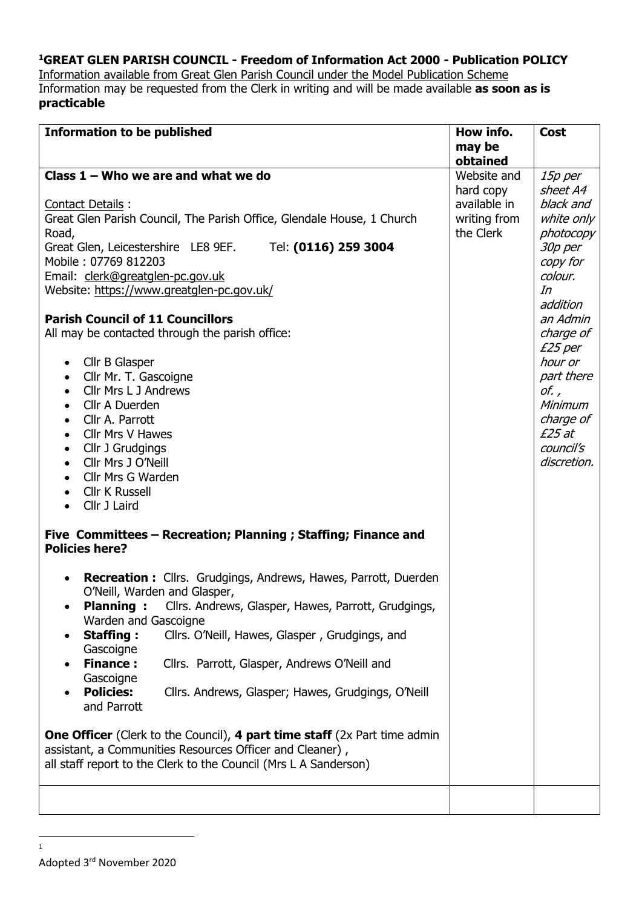**[1]GREAT GLEN PARISH COUNCIL - Freedom of Information Act 2000 - Publication POLICY**

Information available from Great Glen Parish Council under the Model Publication Scheme

Information may be requested from the Clerk in writing and will be made available **as soon as is practicable**

| **Information to be published** | **How info. may be obtained** | **Cost** |
|---|---|---|
| **Class 1 – Who we are and what we do**<br><br>Contact Details :<br>Great Glen Parish Council, The Parish Office, Glendale House, 1 Church Road,<br>Great Glen, Leicestershire LE8 9EF. Tel: **(0116) 259 3004**<br>Mobile : 07769 812203<br>Email: clerk@greatglen-pc.gov.uk<br>Website: https://www.greatglen-pc.gov.uk/<br><br>**Parish Council of 11 Councillors**<br>All may be contacted through the parish office:<br><br>• Cllr B Glasper<br>• Cllr Mr. T. Gascoigne<br>• Cllr Mrs L J Andrews<br>• Cllr A Duerden<br>• Cllr A. Parrott<br>• Cllr Mrs V Hawes<br>• Cllr J Grudgings<br>• Cllr Mrs J O'Neill<br>• Cllr Mrs G Warden<br>• Cllr K Russell<br>• Cllr J Laird<br><br>**Five Committees – Recreation; Planning ; Staffing; Finance and Policies here?**<br><br>• **Recreation :** Cllrs. Grudgings, Andrews, Hawes, Parrott, Duerden O'Neill, Warden and Glasper,<br>• **Planning :** Cllrs. Andrews, Glasper, Hawes, Parrott, Grudgings, Warden and Gascoigne<br>• **Staffing :** Cllrs. O'Neill, Hawes, Glasper , Grudgings, and Gascoigne<br>• **Finance :** Cllrs. Parrott, Glasper, Andrews O'Neill and Gascoigne<br>• **Policies:** Cllrs. Andrews, Glasper; Hawes, Grudgings, O'Neill and Parrott<br><br>**One Officer** (Clerk to the Council), **4 part time staff** (2x Part time admin assistant, a Communities Resources Officer and Cleaner) ,<br>all staff report to the Clerk to the Council (Mrs L A Sanderson) | Website and hard copy available in writing from the Clerk | *15p per sheet A4 black and white only photocopy 30p per copy for colour. In addition an Admin charge of £25 per hour or part there of., Minimum charge of £25 at council's discretion.* |
| | | |

[1] Adopted 3rd November 2020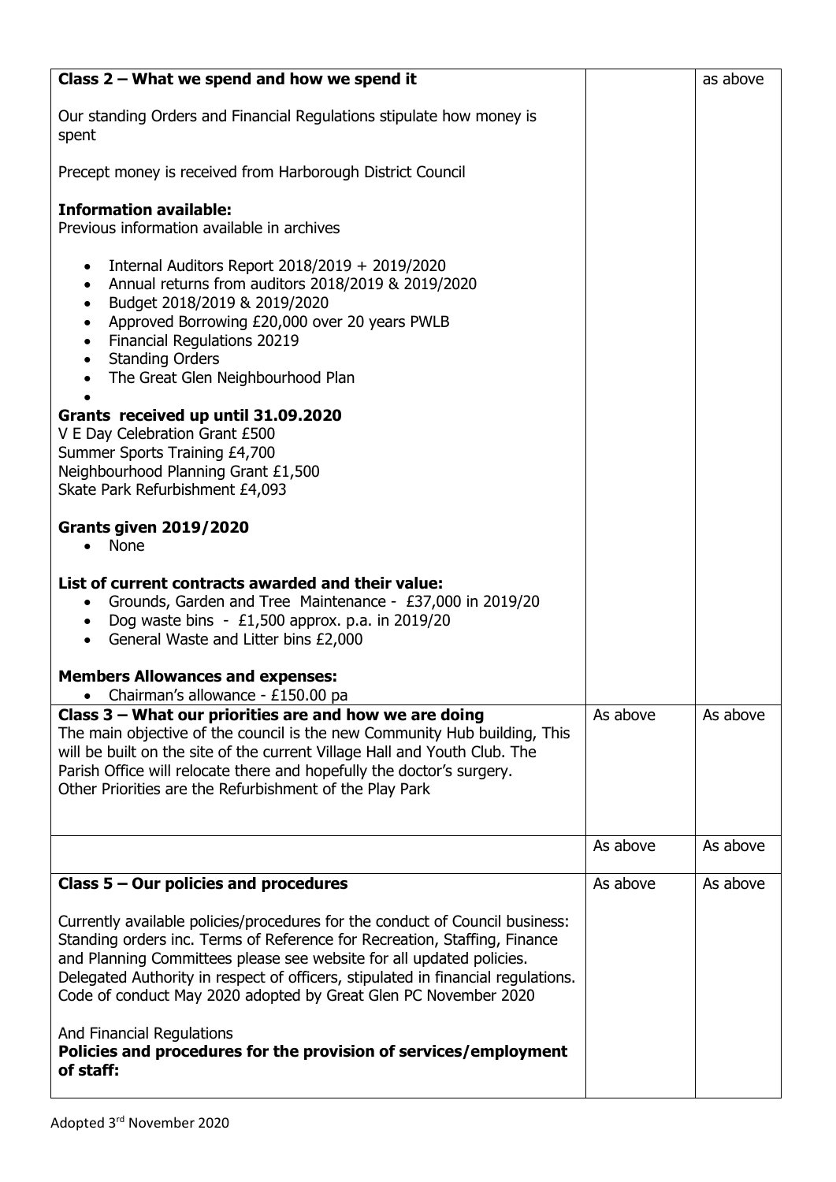| | | |
|---|---|---|
| **Class 2 – What we spend and how we spend it**<br><br>Our standing Orders and Financial Regulations stipulate how money is spent<br><br>Precept money is received from Harborough District Council<br><br>**Information available:**<br>Previous information available in archives<br><br>• Internal Auditors Report 2018/2019 + 2019/2020<br>• Annual returns from auditors 2018/2019 & 2019/2020<br>• Budget 2018/2019 & 2019/2020<br>• Approved Borrowing £20,000 over 20 years PWLB<br>• Financial Regulations 20219<br>• Standing Orders<br>• The Great Glen Neighbourhood Plan<br>•<br><br>**Grants received up until 31.09.2020**<br>V E Day Celebration Grant £500<br>Summer Sports Training £4,700<br>Neighbourhood Planning Grant £1,500<br>Skate Park Refurbishment £4,093<br><br>**Grants given 2019/2020**<br>• None<br><br>**List of current contracts awarded and their value:**<br>• Grounds, Garden and Tree Maintenance - £37,000 in 2019/20<br>• Dog waste bins - £1,500 approx. p.a. in 2019/20<br>• General Waste and Litter bins £2,000<br><br>**Members Allowances and expenses:**<br>• Chairman's allowance - £150.00 pa | | as above |
| **Class 3 – What our priorities are and how we are doing**<br>The main objective of the council is the new Community Hub building, This will be built on the site of the current Village Hall and Youth Club. The Parish Office will relocate there and hopefully the doctor's surgery.<br>Other Priorities are the Refurbishment of the Play Park | As above | As above |
| | As above | As above |
| **Class 5 – Our policies and procedures**<br><br>Currently available policies/procedures for the conduct of Council business:<br>Standing orders inc. Terms of Reference for Recreation, Staffing, Finance and Planning Committees please see website for all updated policies.<br>Delegated Authority in respect of officers, stipulated in financial regulations.<br>Code of conduct May 2020 adopted by Great Glen PC November 2020<br><br>And Financial Regulations<br>**Policies and procedures for the provision of services/employment of staff:** | As above | As above |

Adopted 3rd November 2020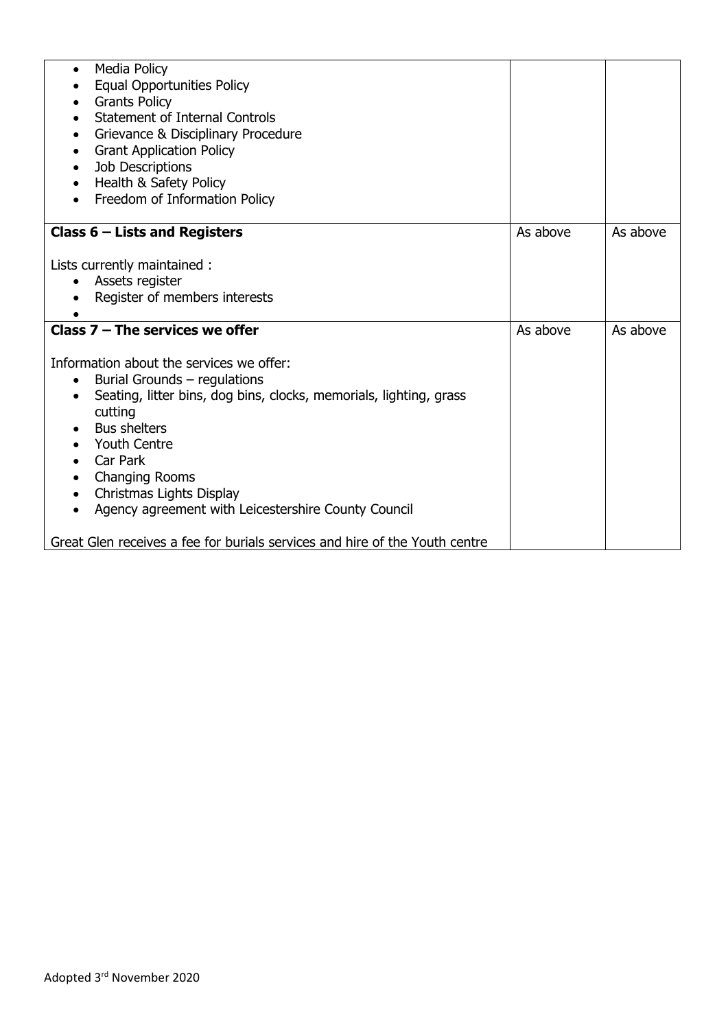| | | |
|---|---|---|
| <ul><li>Media Policy</li><li>Equal Opportunities Policy</li><li>Grants Policy</li><li>Statement of Internal Controls</li><li>Grievance & Disciplinary Procedure</li><li>Grant Application Policy</li><li>Job Descriptions</li><li>Health & Safety Policy</li><li>Freedom of Information Policy</li></ul> | | |
| **Class 6 – Lists and Registers**<br><br>Lists currently maintained :<ul><li>Assets register</li><li>Register of members interests</li><li></li></ul> | As above | As above |
| **Class 7 – The services we offer**<br><br>Information about the services we offer:<ul><li>Burial Grounds – regulations</li><li>Seating, litter bins, dog bins, clocks, memorials, lighting, grass cutting</li><li>Bus shelters</li><li>Youth Centre</li><li>Car Park</li><li>Changing Rooms</li><li>Christmas Lights Display</li><li>Agency agreement with Leicestershire County Council</li></ul>Great Glen receives a fee for burials services and hire of the Youth centre | As above | As above |

Adopted 3rd November 2020